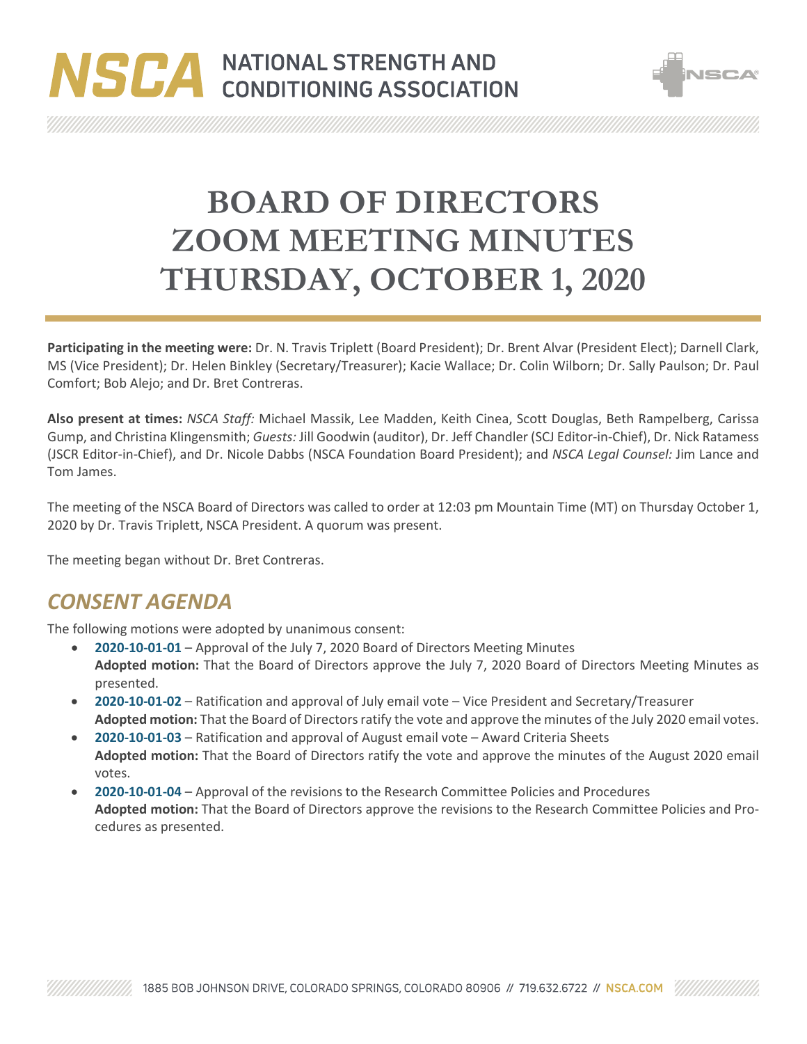# BOARD OF DIRECTORS ZOOM MEETING MINUTES THURSDAY, OCTOBER 1, 2020

**Participating in the meeting were:** Dr. N. Travis Triplett (Board President); Dr. Brent Alvar (President Elect); Darnell Clark, MS (Vice President); Dr. Helen Binkley (Secretary/Treasurer); Kacie Wallace; Dr. Colin Wilborn; Dr. Sally Paulson; Dr. Paul Comfort; Bob Alejo; and Dr. Bret Contreras.

**Also present at times:** *NSCA Staff:* Michael Massik, Lee Madden, Keith Cinea, Scott Douglas, Beth Rampelberg, Carissa Gump, and Christina Klingensmith; *Guests:* Jill Goodwin (auditor), Dr. Jeff Chandler (SCJ Editor-in-Chief), Dr. Nick Ratamess (JSCR Editor-in-Chief), and Dr. Nicole Dabbs (NSCA Foundation Board President); and *NSCA Legal Counsel:* Jim Lance and Tom James.

The meeting of the NSCA Board of Directors was called to order at 12:03 pm Mountain Time (MT) on Thursday October 1, 2020 by Dr. Travis Triplett, NSCA President. A quorum was present.

The meeting began without Dr. Bret Contreras.

## *CONSENT AGENDA*

The following motions were adopted by unanimous consent:

- **2020-10-01-01** – Approval of the July 7, 2020 Board of Directors Meeting Minutes
  **Adopted motion:** That the Board of Directors approve the July 7, 2020 Board of Directors Meeting Minutes as presented.
- **2020-10-01-02** – Ratification and approval of July email vote – Vice President and Secretary/Treasurer
  **Adopted motion:** That the Board of Directors ratify the vote and approve the minutes of the July 2020 email votes.
- **2020-10-01-03** – Ratification and approval of August email vote – Award Criteria Sheets
  **Adopted motion:** That the Board of Directors ratify the vote and approve the minutes of the August 2020 email votes.
- **2020-10-01-04** – Approval of the revisions to the Research Committee Policies and Procedures
  **Adopted motion:** That the Board of Directors approve the revisions to the Research Committee Policies and Procedures as presented.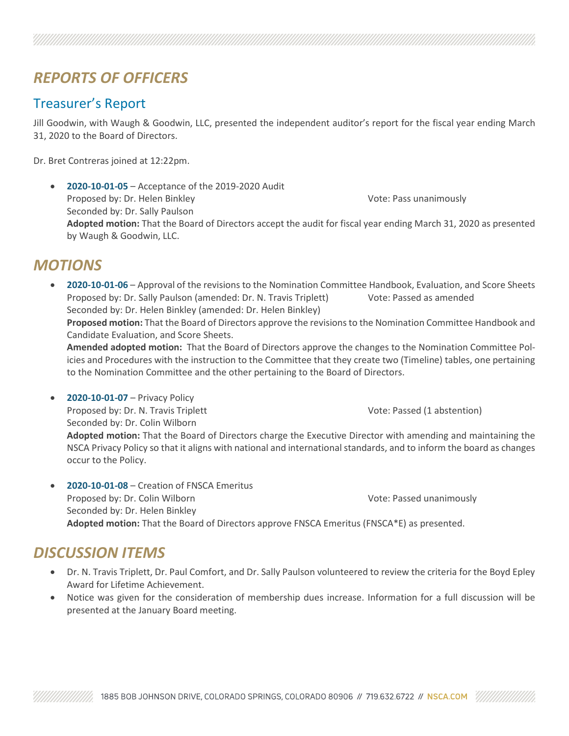## *REPORTS OF OFFICERS*

### Treasurer's Report

Jill Goodwin, with Waugh & Goodwin, LLC, presented the independent auditor's report for the fiscal year ending March 31, 2020 to the Board of Directors.

Dr. Bret Contreras joined at 12:22pm.

- **2020-10-01-05** – Acceptance of the 2019-2020 Audit
  Proposed by: Dr. Helen Binkley — Vote: Pass unanimously
  Seconded by: Dr. Sally Paulson
  **Adopted motion:** That the Board of Directors accept the audit for fiscal year ending March 31, 2020 as presented by Waugh & Goodwin, LLC.

## *MOTIONS*

- **2020-10-01-06** – Approval of the revisions to the Nomination Committee Handbook, Evaluation, and Score Sheets
  Proposed by: Dr. Sally Paulson (amended: Dr. N. Travis Triplett) — Vote: Passed as amended
  Seconded by: Dr. Helen Binkley (amended: Dr. Helen Binkley)
  **Proposed motion:** That the Board of Directors approve the revisions to the Nomination Committee Handbook and Candidate Evaluation, and Score Sheets.
  **Amended adopted motion:** That the Board of Directors approve the changes to the Nomination Committee Policies and Procedures with the instruction to the Committee that they create two (Timeline) tables, one pertaining to the Nomination Committee and the other pertaining to the Board of Directors.

- **2020-10-01-07** – Privacy Policy
  Proposed by: Dr. N. Travis Triplett — Vote: Passed (1 abstention)
  Seconded by: Dr. Colin Wilborn
  **Adopted motion:** That the Board of Directors charge the Executive Director with amending and maintaining the NSCA Privacy Policy so that it aligns with national and international standards, and to inform the board as changes occur to the Policy.

- **2020-10-01-08** – Creation of FNSCA Emeritus
  Proposed by: Dr. Colin Wilborn — Vote: Passed unanimously
  Seconded by: Dr. Helen Binkley
  **Adopted motion:** That the Board of Directors approve FNSCA Emeritus (FNSCA*E) as presented.

## *DISCUSSION ITEMS*

- Dr. N. Travis Triplett, Dr. Paul Comfort, and Dr. Sally Paulson volunteered to review the criteria for the Boyd Epley Award for Lifetime Achievement.
- Notice was given for the consideration of membership dues increase. Information for a full discussion will be presented at the January Board meeting.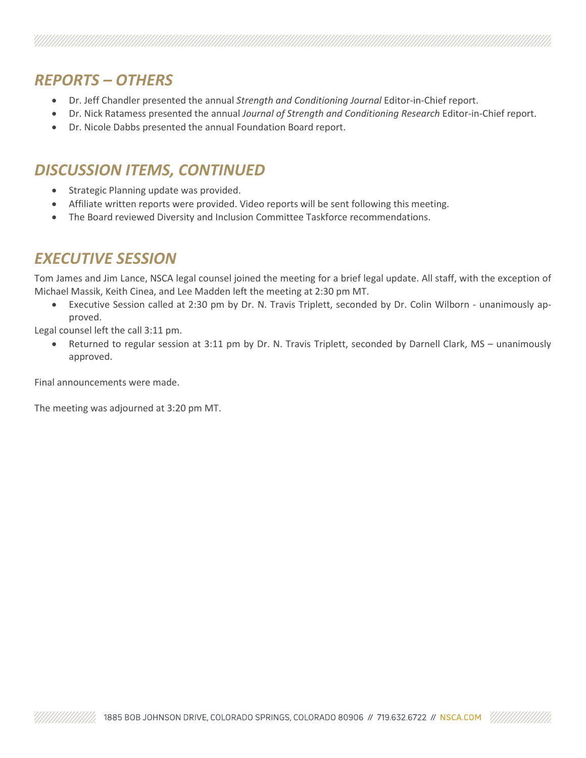## *REPORTS – OTHERS*

- Dr. Jeff Chandler presented the annual *Strength and Conditioning Journal* Editor-in-Chief report.
- Dr. Nick Ratamess presented the annual *Journal of Strength and Conditioning Research* Editor-in-Chief report.
- Dr. Nicole Dabbs presented the annual Foundation Board report.

## *DISCUSSION ITEMS, CONTINUED*

- Strategic Planning update was provided.
- Affiliate written reports were provided. Video reports will be sent following this meeting.
- The Board reviewed Diversity and Inclusion Committee Taskforce recommendations.

## *EXECUTIVE SESSION*

Tom James and Jim Lance, NSCA legal counsel joined the meeting for a brief legal update. All staff, with the exception of Michael Massik, Keith Cinea, and Lee Madden left the meeting at 2:30 pm MT.

- Executive Session called at 2:30 pm by Dr. N. Travis Triplett, seconded by Dr. Colin Wilborn - unanimously approved.

Legal counsel left the call 3:11 pm.

- Returned to regular session at 3:11 pm by Dr. N. Travis Triplett, seconded by Darnell Clark, MS – unanimously approved.

Final announcements were made.

The meeting was adjourned at 3:20 pm MT.